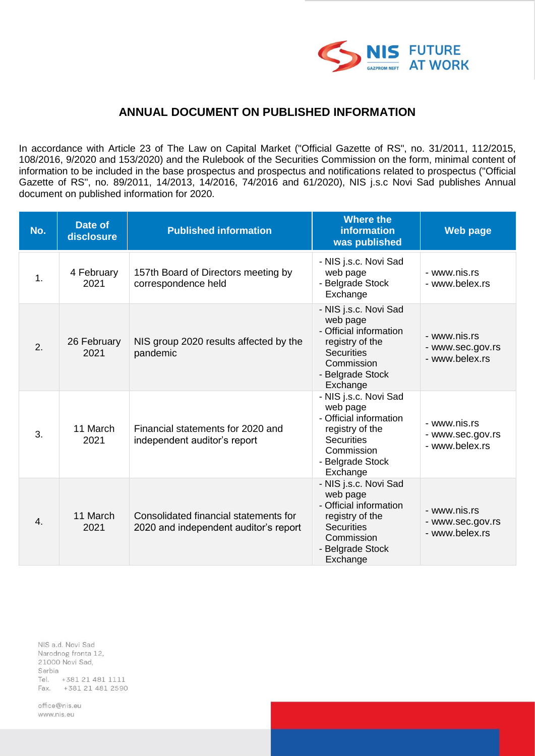# ANNUAL DOCUMENT ON PUBLISHED INFORMATION

In accordance with Article 23 of The Law on Capital Market ("Official Gazette of RS", no. 31/2011, 112/2015, 108/2016, 9/2020 and 153/2020) and the Rulebook of the Securities Commission on the form, minimal content of information to be included in the base prospectus and prospectus and notifications related to prospectus ("Official Gazette of RS", no. 89/2011, 14/2013, 14/2016, 74/2016 and 61/2020), NIS j.s.c Novi Sad publishes Annual document on published information for 2020.

| No. | Date of disclosure | Published information | Where the information was published | Web page |
|---|---|---|---|---|
| 1. | 4 February 2021 | 157th Board of Directors meeting by correspondence held | - NIS j.s.c. Novi Sad web page<br>- Belgrade Stock Exchange | - www.nis.rs<br>- www.belex.rs |
| 2. | 26 February 2021 | NIS group 2020 results affected by the pandemic | - NIS j.s.c. Novi Sad web page<br>- Official information registry of the Securities Commission<br>- Belgrade Stock Exchange | - www.nis.rs<br>- www.sec.gov.rs<br>- www.belex.rs |
| 3. | 11 March 2021 | Financial statements for 2020 and independent auditor's report | - NIS j.s.c. Novi Sad web page<br>- Official information registry of the Securities Commission<br>- Belgrade Stock Exchange | - www.nis.rs<br>- www.sec.gov.rs<br>- www.belex.rs |
| 4. | 11 March 2021 | Consolidated financial statements for 2020 and independent auditor's report | - NIS j.s.c. Novi Sad web page<br>- Official information registry of the Securities Commission<br>- Belgrade Stock Exchange | - www.nis.rs<br>- www.sec.gov.rs<br>- www.belex.rs |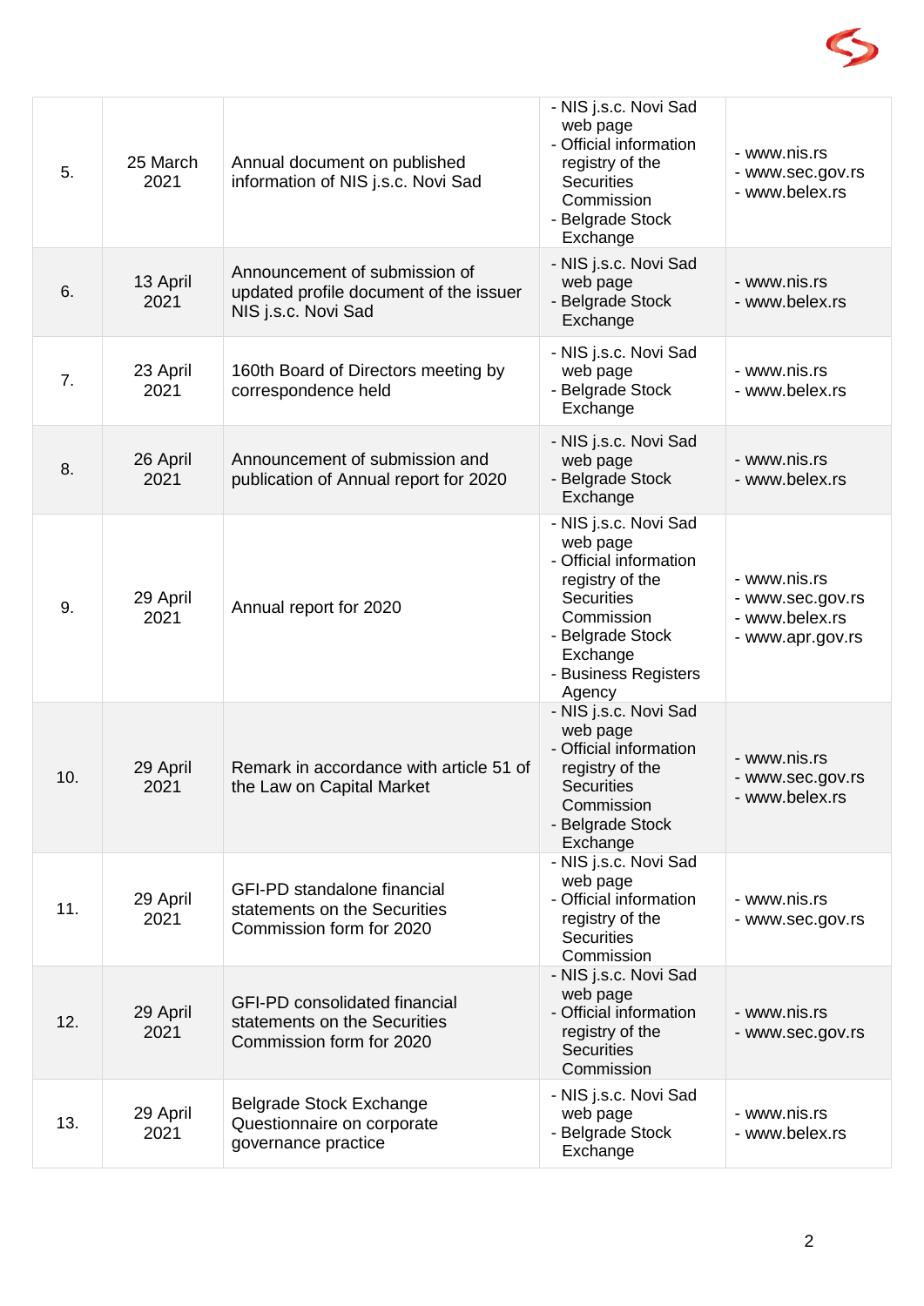| | | | | |
|---|---|---|---|---|
| 5. | 25 March 2021 | Annual document on published information of NIS j.s.c. Novi Sad | - NIS j.s.c. Novi Sad web page<br>- Official information registry of the Securities Commission<br>- Belgrade Stock Exchange | - www.nis.rs<br>- www.sec.gov.rs<br>- www.belex.rs |
| 6. | 13 April 2021 | Announcement of submission of updated profile document of the issuer NIS j.s.c. Novi Sad | - NIS j.s.c. Novi Sad web page<br>- Belgrade Stock Exchange | - www.nis.rs<br>- www.belex.rs |
| 7. | 23 April 2021 | 160th Board of Directors meeting by correspondence held | - NIS j.s.c. Novi Sad web page<br>- Belgrade Stock Exchange | - www.nis.rs<br>- www.belex.rs |
| 8. | 26 April 2021 | Announcement of submission and publication of Annual report for 2020 | - NIS j.s.c. Novi Sad web page<br>- Belgrade Stock Exchange | - www.nis.rs<br>- www.belex.rs |
| 9. | 29 April 2021 | Annual report for 2020 | - NIS j.s.c. Novi Sad web page<br>- Official information registry of the Securities Commission<br>- Belgrade Stock Exchange<br>- Business Registers Agency | - www.nis.rs<br>- www.sec.gov.rs<br>- www.belex.rs<br>- www.apr.gov.rs |
| 10. | 29 April 2021 | Remark in accordance with article 51 of the Law on Capital Market | - NIS j.s.c. Novi Sad web page<br>- Official information registry of the Securities Commission<br>- Belgrade Stock Exchange | - www.nis.rs<br>- www.sec.gov.rs<br>- www.belex.rs |
| 11. | 29 April 2021 | GFI-PD standalone financial statements on the Securities Commission form for 2020 | - NIS j.s.c. Novi Sad web page<br>- Official information registry of the Securities Commission | - www.nis.rs<br>- www.sec.gov.rs |
| 12. | 29 April 2021 | GFI-PD consolidated financial statements on the Securities Commission form for 2020 | - NIS j.s.c. Novi Sad web page<br>- Official information registry of the Securities Commission | - www.nis.rs<br>- www.sec.gov.rs |
| 13. | 29 April 2021 | Belgrade Stock Exchange Questionnaire on corporate governance practice | - NIS j.s.c. Novi Sad web page<br>- Belgrade Stock Exchange | - www.nis.rs<br>- www.belex.rs |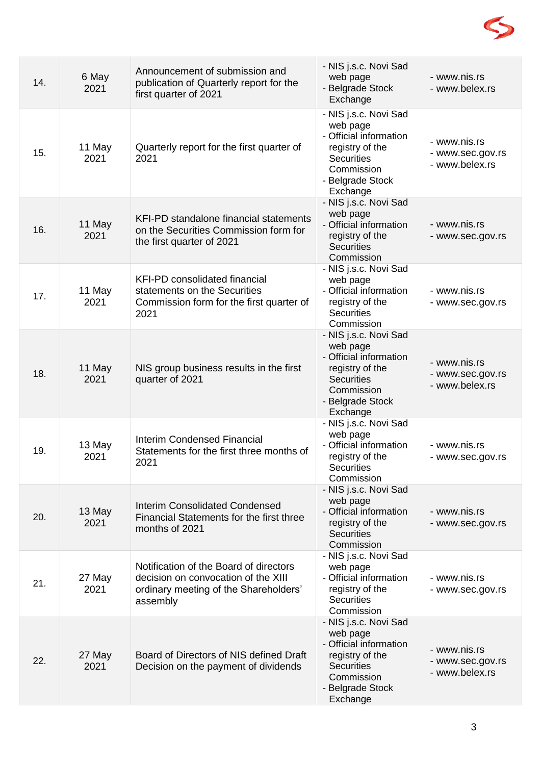| 14. | 6 May 2021 | Announcement of submission and publication of Quarterly report for the first quarter of 2021 | - NIS j.s.c. Novi Sad web page<br>- Belgrade Stock Exchange | - www.nis.rs<br>- www.belex.rs |
|---|---|---|---|---|
| 15. | 11 May 2021 | Quarterly report for the first quarter of 2021 | - NIS j.s.c. Novi Sad web page<br>- Official information registry of the Securities Commission<br>- Belgrade Stock Exchange | - www.nis.rs<br>- www.sec.gov.rs<br>- www.belex.rs |
| 16. | 11 May 2021 | KFI-PD standalone financial statements on the Securities Commission form for the first quarter of 2021 | - NIS j.s.c. Novi Sad web page<br>- Official information registry of the Securities Commission | - www.nis.rs<br>- www.sec.gov.rs |
| 17. | 11 May 2021 | KFI-PD consolidated financial statements on the Securities Commission form for the first quarter of 2021 | - NIS j.s.c. Novi Sad web page<br>- Official information registry of the Securities Commission | - www.nis.rs<br>- www.sec.gov.rs |
| 18. | 11 May 2021 | NIS group business results in the first quarter of 2021 | - NIS j.s.c. Novi Sad web page<br>- Official information registry of the Securities Commission<br>- Belgrade Stock Exchange | - www.nis.rs<br>- www.sec.gov.rs<br>- www.belex.rs |
| 19. | 13 May 2021 | Interim Condensed Financial Statements for the first three months of 2021 | - NIS j.s.c. Novi Sad web page<br>- Official information registry of the Securities Commission | - www.nis.rs<br>- www.sec.gov.rs |
| 20. | 13 May 2021 | Interim Consolidated Condensed Financial Statements for the first three months of 2021 | - NIS j.s.c. Novi Sad web page<br>- Official information registry of the Securities Commission | - www.nis.rs<br>- www.sec.gov.rs |
| 21. | 27 May 2021 | Notification of the Board of directors decision on convocation of the XIII ordinary meeting of the Shareholders' assembly | - NIS j.s.c. Novi Sad web page<br>- Official information registry of the Securities Commission | - www.nis.rs<br>- www.sec.gov.rs |
| 22. | 27 May 2021 | Board of Directors of NIS defined Draft Decision on the payment of dividends | - NIS j.s.c. Novi Sad web page<br>- Official information registry of the Securities Commission<br>- Belgrade Stock Exchange | - www.nis.rs<br>- www.sec.gov.rs<br>- www.belex.rs |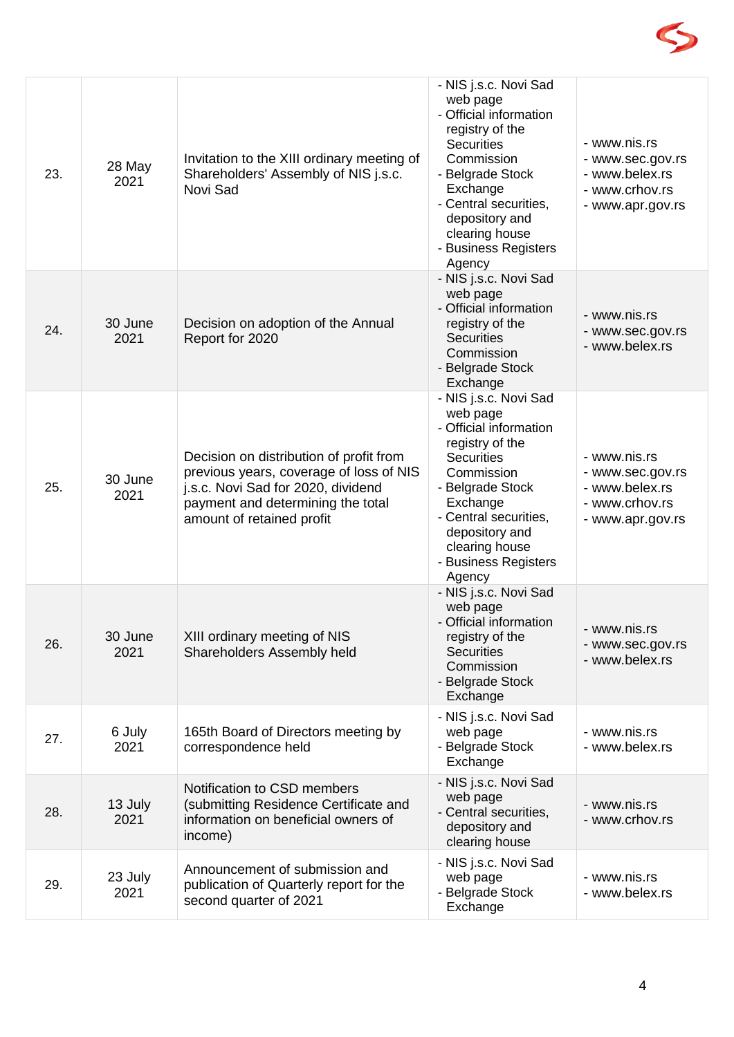| | | | | |
|---|---|---|---|---|
| 23. | 28 May 2021 | Invitation to the XIII ordinary meeting of Shareholders' Assembly of NIS j.s.c. Novi Sad | - NIS j.s.c. Novi Sad web page<br>- Official information registry of the Securities Commission<br>- Belgrade Stock Exchange<br>- Central securities, depository and clearing house<br>- Business Registers Agency | - www.nis.rs<br>- www.sec.gov.rs<br>- www.belex.rs<br>- www.crhov.rs<br>- www.apr.gov.rs |
| 24. | 30 June 2021 | Decision on adoption of the Annual Report for 2020 | - NIS j.s.c. Novi Sad web page<br>- Official information registry of the Securities Commission<br>- Belgrade Stock Exchange | - www.nis.rs<br>- www.sec.gov.rs<br>- www.belex.rs |
| 25. | 30 June 2021 | Decision on distribution of profit from previous years, coverage of loss of NIS j.s.c. Novi Sad for 2020, dividend payment and determining the total amount of retained profit | - NIS j.s.c. Novi Sad web page<br>- Official information registry of the Securities Commission<br>- Belgrade Stock Exchange<br>- Central securities, depository and clearing house<br>- Business Registers Agency | - www.nis.rs<br>- www.sec.gov.rs<br>- www.belex.rs<br>- www.crhov.rs<br>- www.apr.gov.rs |
| 26. | 30 June 2021 | XIII ordinary meeting of NIS Shareholders Assembly held | - NIS j.s.c. Novi Sad web page<br>- Official information registry of the Securities Commission<br>- Belgrade Stock Exchange | - www.nis.rs<br>- www.sec.gov.rs<br>- www.belex.rs |
| 27. | 6 July 2021 | 165th Board of Directors meeting by correspondence held | - NIS j.s.c. Novi Sad web page<br>- Belgrade Stock Exchange | - www.nis.rs<br>- www.belex.rs |
| 28. | 13 July 2021 | Notification to CSD members (submitting Residence Certificate and information on beneficial owners of income) | - NIS j.s.c. Novi Sad web page<br>- Central securities, depository and clearing house | - www.nis.rs<br>- www.crhov.rs |
| 29. | 23 July 2021 | Announcement of submission and publication of Quarterly report for the second quarter of 2021 | - NIS j.s.c. Novi Sad web page<br>- Belgrade Stock Exchange | - www.nis.rs<br>- www.belex.rs |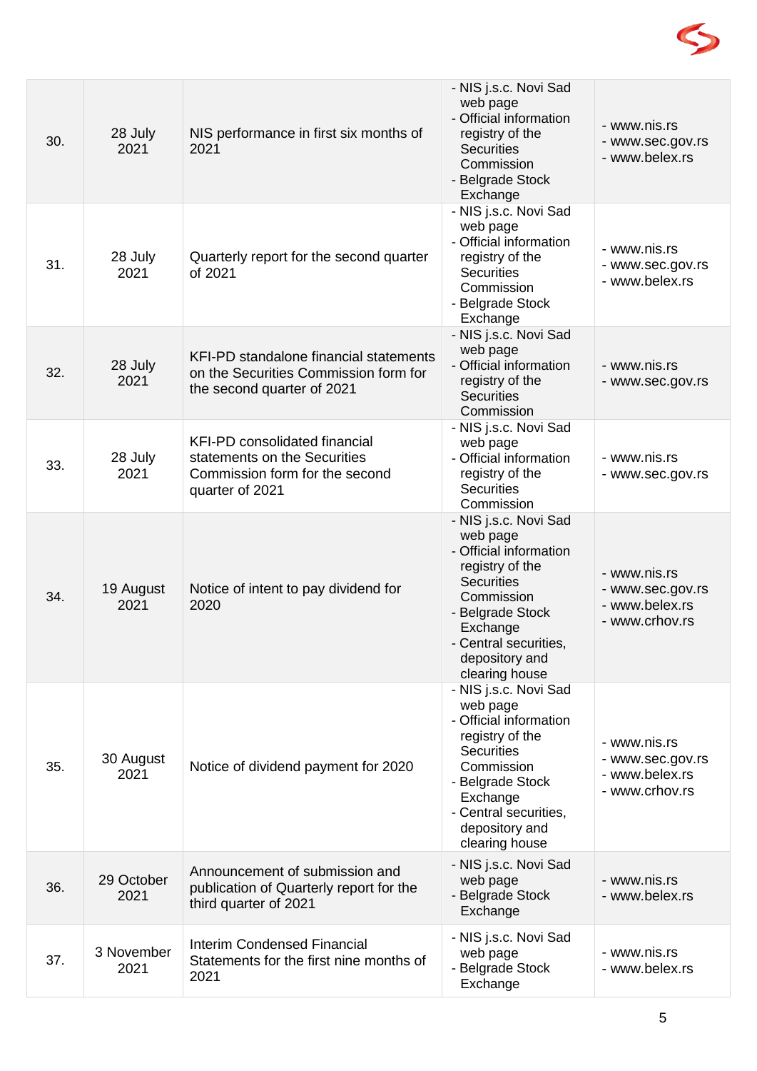| | | | | |
|---|---|---|---|---|
| 30. | 28 July 2021 | NIS performance in first six months of 2021 | - NIS j.s.c. Novi Sad web page<br>- Official information registry of the Securities Commission<br>- Belgrade Stock Exchange | - www.nis.rs<br>- www.sec.gov.rs<br>- www.belex.rs |
| 31. | 28 July 2021 | Quarterly report for the second quarter of 2021 | - NIS j.s.c. Novi Sad web page<br>- Official information registry of the Securities Commission<br>- Belgrade Stock Exchange | - www.nis.rs<br>- www.sec.gov.rs<br>- www.belex.rs |
| 32. | 28 July 2021 | KFI-PD standalone financial statements on the Securities Commission form for the second quarter of 2021 | - NIS j.s.c. Novi Sad web page<br>- Official information registry of the Securities Commission | - www.nis.rs<br>- www.sec.gov.rs |
| 33. | 28 July 2021 | KFI-PD consolidated financial statements on the Securities Commission form for the second quarter of 2021 | - NIS j.s.c. Novi Sad web page<br>- Official information registry of the Securities Commission | - www.nis.rs<br>- www.sec.gov.rs |
| 34. | 19 August 2021 | Notice of intent to pay dividend for 2020 | - NIS j.s.c. Novi Sad web page<br>- Official information registry of the Securities Commission<br>- Belgrade Stock Exchange<br>- Central securities, depository and clearing house | - www.nis.rs<br>- www.sec.gov.rs<br>- www.belex.rs<br>- www.crhov.rs |
| 35. | 30 August 2021 | Notice of dividend payment for 2020 | - NIS j.s.c. Novi Sad web page<br>- Official information registry of the Securities Commission<br>- Belgrade Stock Exchange<br>- Central securities, depository and clearing house | - www.nis.rs<br>- www.sec.gov.rs<br>- www.belex.rs<br>- www.crhov.rs |
| 36. | 29 October 2021 | Announcement of submission and publication of Quarterly report for the third quarter of 2021 | - NIS j.s.c. Novi Sad web page<br>- Belgrade Stock Exchange | - www.nis.rs<br>- www.belex.rs |
| 37. | 3 November 2021 | Interim Condensed Financial Statements for the first nine months of 2021 | - NIS j.s.c. Novi Sad web page<br>- Belgrade Stock Exchange | - www.nis.rs<br>- www.belex.rs |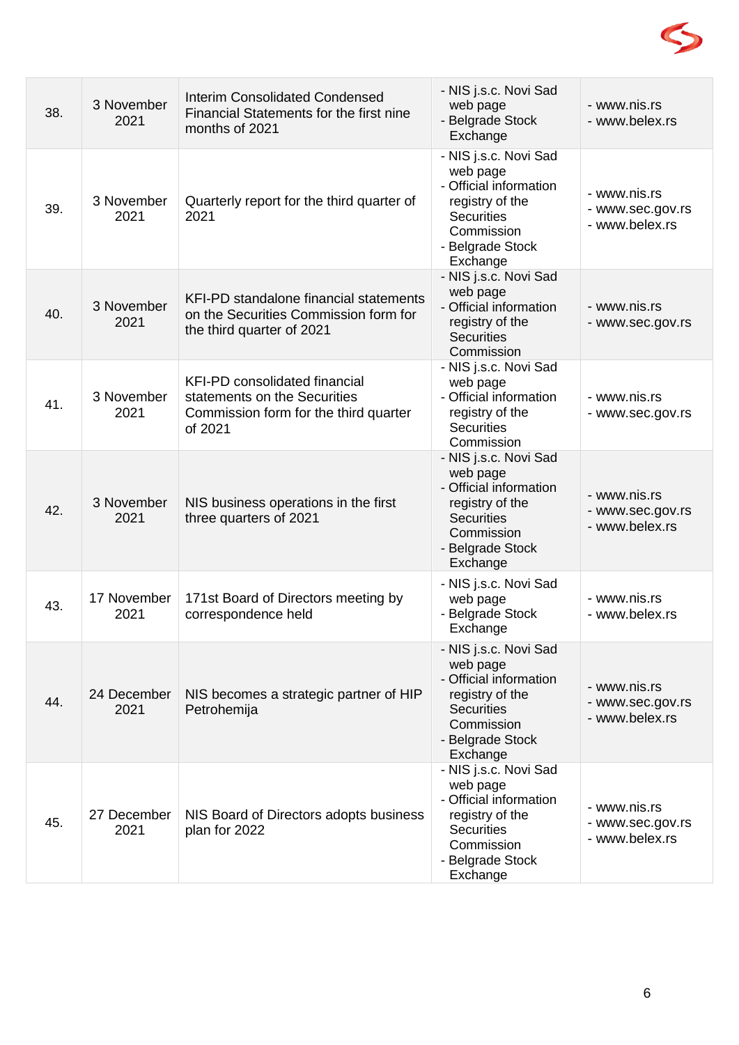| | | | | |
|---|---|---|---|---|
| 38. | 3 November 2021 | Interim Consolidated Condensed Financial Statements for the first nine months of 2021 | - NIS j.s.c. Novi Sad web page<br>- Belgrade Stock Exchange | - www.nis.rs<br>- www.belex.rs |
| 39. | 3 November 2021 | Quarterly report for the third quarter of 2021 | - NIS j.s.c. Novi Sad web page<br>- Official information registry of the Securities Commission<br>- Belgrade Stock Exchange | - www.nis.rs<br>- www.sec.gov.rs<br>- www.belex.rs |
| 40. | 3 November 2021 | KFI-PD standalone financial statements on the Securities Commission form for the third quarter of 2021 | - NIS j.s.c. Novi Sad web page<br>- Official information registry of the Securities Commission | - www.nis.rs<br>- www.sec.gov.rs |
| 41. | 3 November 2021 | KFI-PD consolidated financial statements on the Securities Commission form for the third quarter of 2021 | - NIS j.s.c. Novi Sad web page<br>- Official information registry of the Securities Commission | - www.nis.rs<br>- www.sec.gov.rs |
| 42. | 3 November 2021 | NIS business operations in the first three quarters of 2021 | - NIS j.s.c. Novi Sad web page<br>- Official information registry of the Securities Commission<br>- Belgrade Stock Exchange | - www.nis.rs<br>- www.sec.gov.rs<br>- www.belex.rs |
| 43. | 17 November 2021 | 171st Board of Directors meeting by correspondence held | - NIS j.s.c. Novi Sad web page<br>- Belgrade Stock Exchange | - www.nis.rs<br>- www.belex.rs |
| 44. | 24 December 2021 | NIS becomes a strategic partner of HIP Petrohemija | - NIS j.s.c. Novi Sad web page<br>- Official information registry of the Securities Commission<br>- Belgrade Stock Exchange | - www.nis.rs<br>- www.sec.gov.rs<br>- www.belex.rs |
| 45. | 27 December 2021 | NIS Board of Directors adopts business plan for 2022 | - NIS j.s.c. Novi Sad web page<br>- Official information registry of the Securities Commission<br>- Belgrade Stock Exchange | - www.nis.rs<br>- www.sec.gov.rs<br>- www.belex.rs |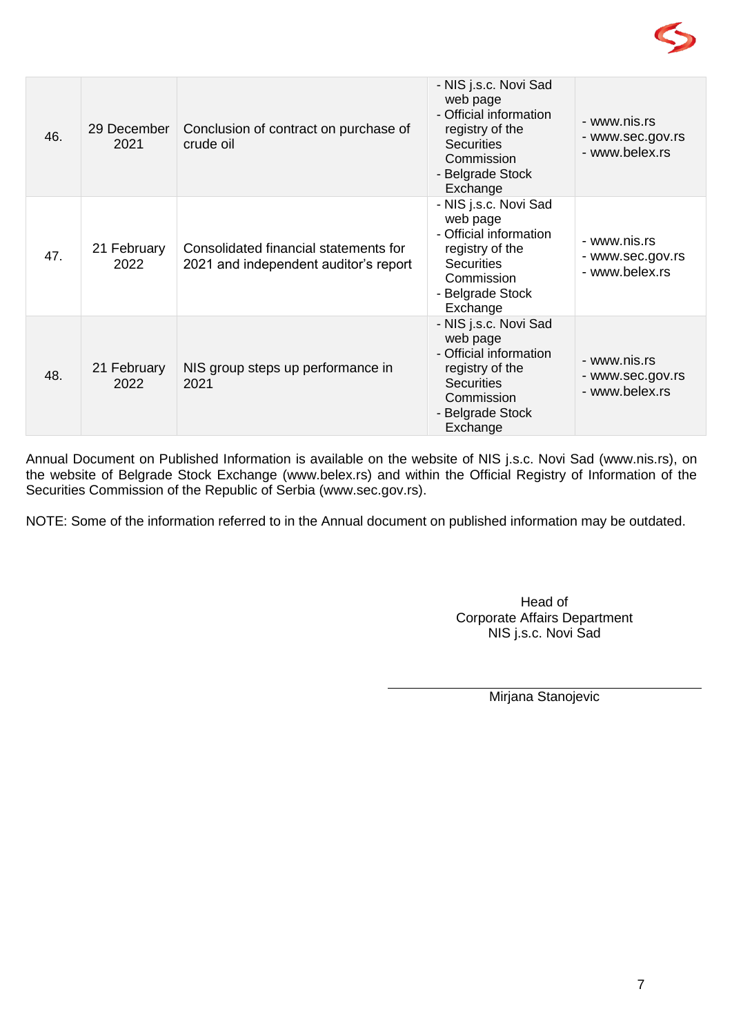| | | | | |
|---|---|---|---|---|
| 46. | 29 December 2021 | Conclusion of contract on purchase of crude oil | - NIS j.s.c. Novi Sad web page<br>- Official information registry of the Securities Commission<br>- Belgrade Stock Exchange | - www.nis.rs<br>- www.sec.gov.rs<br>- www.belex.rs |
| 47. | 21 February 2022 | Consolidated financial statements for 2021 and independent auditor's report | - NIS j.s.c. Novi Sad web page<br>- Official information registry of the Securities Commission<br>- Belgrade Stock Exchange | - www.nis.rs<br>- www.sec.gov.rs<br>- www.belex.rs |
| 48. | 21 February 2022 | NIS group steps up performance in 2021 | - NIS j.s.c. Novi Sad web page<br>- Official information registry of the Securities Commission<br>- Belgrade Stock Exchange | - www.nis.rs<br>- www.sec.gov.rs<br>- www.belex.rs |

Annual Document on Published Information is available on the website of NIS j.s.c. Novi Sad (www.nis.rs), on the website of Belgrade Stock Exchange (www.belex.rs) and within the Official Registry of Information of the Securities Commission of the Republic of Serbia (www.sec.gov.rs).

NOTE: Some of the information referred to in the Annual document on published information may be outdated.

Head of
Corporate Affairs Department
NIS j.s.c. Novi Sad

Mirjana Stanojevic